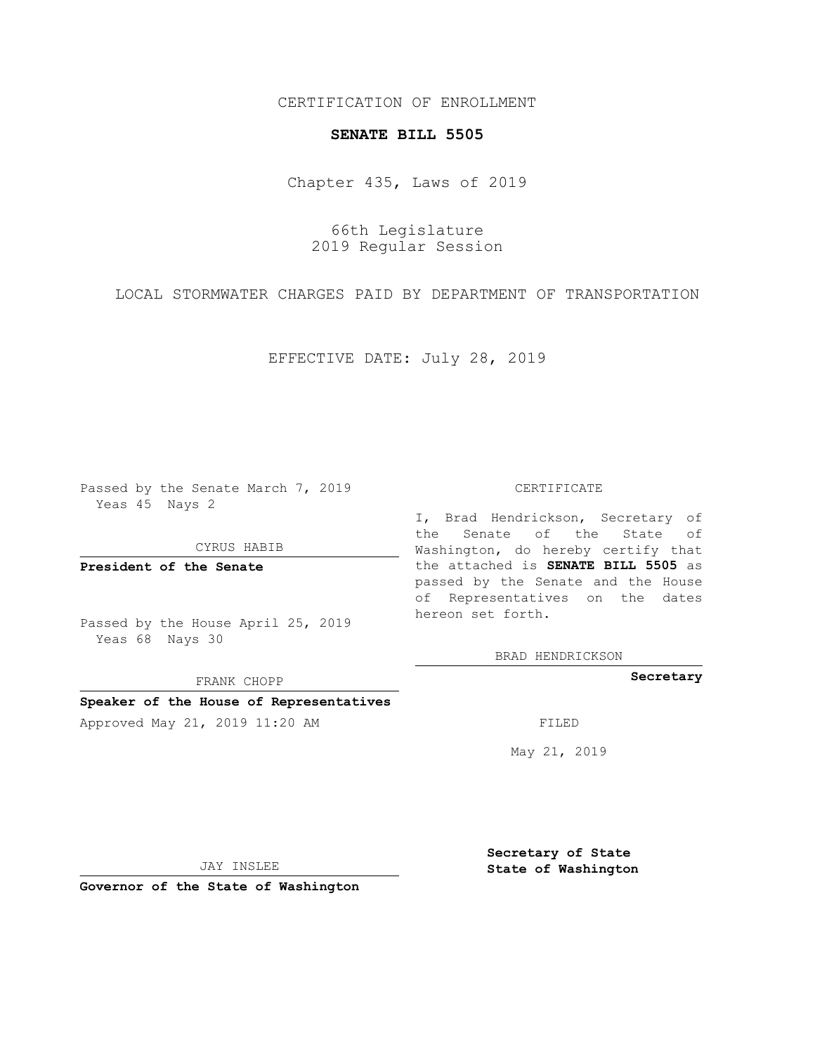CERTIFICATION OF ENROLLMENT

**SENATE BILL 5505**

Chapter 435, Laws of 2019

66th Legislature
2019 Regular Session

LOCAL STORMWATER CHARGES PAID BY DEPARTMENT OF TRANSPORTATION

EFFECTIVE DATE: July 28, 2019

Passed by the Senate March 7, 2019
Yeas 45 Nays 2

CYRUS HABIB

**President of the Senate**

Passed by the House April 25, 2019
Yeas 68 Nays 30

FRANK CHOPP

**Speaker of the House of Representatives**

Approved May 21, 2019 11:20 AM

JAY INSLEE

**Governor of the State of Washington**

CERTIFICATE

I, Brad Hendrickson, Secretary of the Senate of the State of Washington, do hereby certify that the attached is **SENATE BILL 5505** as passed by the Senate and the House of Representatives on the dates hereon set forth.

BRAD HENDRICKSON

**Secretary**

FILED

May 21, 2019

**Secretary of State**
**State of Washington**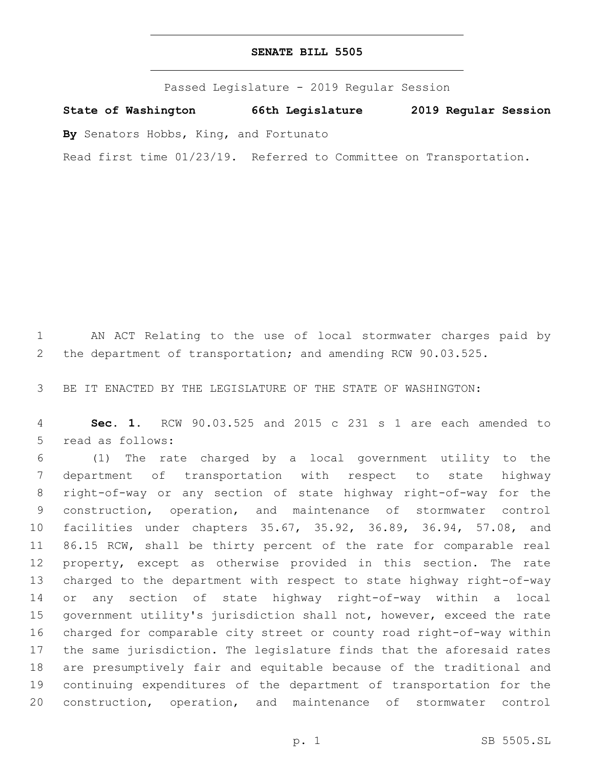# SENATE BILL 5505

Passed Legislature - 2019 Regular Session

**State of Washington 66th Legislature 2019 Regular Session**

**By** Senators Hobbs, King, and Fortunato

Read first time 01/23/19. Referred to Committee on Transportation.

AN ACT Relating to the use of local stormwater charges paid by the department of transportation; and amending RCW 90.03.525.

BE IT ENACTED BY THE LEGISLATURE OF THE STATE OF WASHINGTON:

**Sec. 1.** RCW 90.03.525 and 2015 c 231 s 1 are each amended to read as follows:

(1) The rate charged by a local government utility to the department of transportation with respect to state highway right-of-way or any section of state highway right-of-way for the construction, operation, and maintenance of stormwater control facilities under chapters 35.67, 35.92, 36.89, 36.94, 57.08, and 86.15 RCW, shall be thirty percent of the rate for comparable real property, except as otherwise provided in this section. The rate charged to the department with respect to state highway right-of-way or any section of state highway right-of-way within a local government utility's jurisdiction shall not, however, exceed the rate charged for comparable city street or county road right-of-way within the same jurisdiction. The legislature finds that the aforesaid rates are presumptively fair and equitable because of the traditional and continuing expenditures of the department of transportation for the construction, operation, and maintenance of stormwater control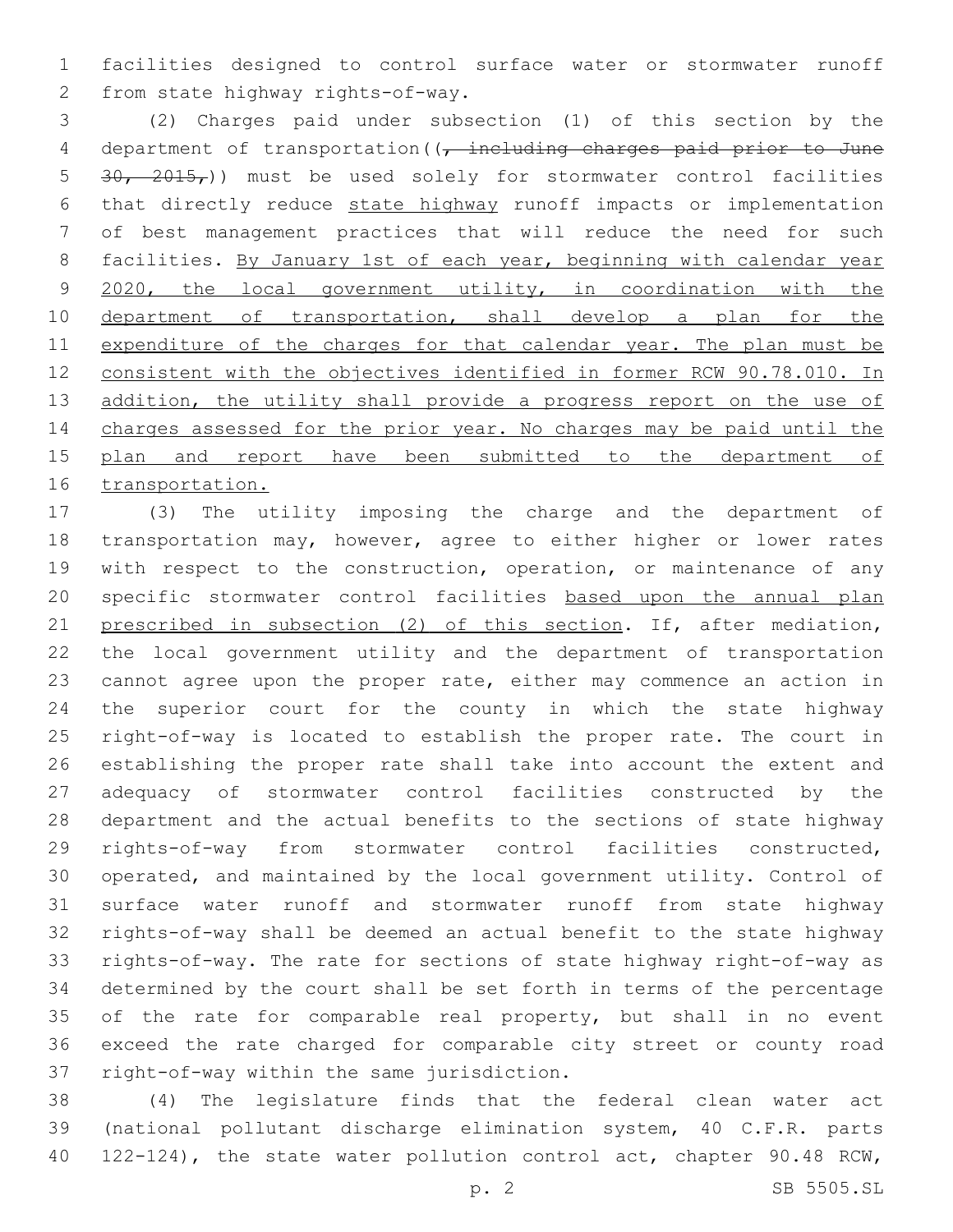facilities designed to control surface water or stormwater runoff from state highway rights-of-way.

(2) Charges paid under subsection (1) of this section by the department of transportation((~~, including charges paid prior to June 30, 2015,~~)) must be used solely for stormwater control facilities that directly reduce <u>state highway</u> runoff impacts or implementation of best management practices that will reduce the need for such facilities. <u>By January 1st of each year, beginning with calendar year 2020, the local government utility, in coordination with the department of transportation, shall develop a plan for the expenditure of the charges for that calendar year. The plan must be consistent with the objectives identified in former RCW 90.78.010. In addition, the utility shall provide a progress report on the use of charges assessed for the prior year. No charges may be paid until the plan and report have been submitted to the department of transportation.</u>

(3) The utility imposing the charge and the department of transportation may, however, agree to either higher or lower rates with respect to the construction, operation, or maintenance of any specific stormwater control facilities <u>based upon the annual plan prescribed in subsection (2) of this section</u>. If, after mediation, the local government utility and the department of transportation cannot agree upon the proper rate, either may commence an action in the superior court for the county in which the state highway right-of-way is located to establish the proper rate. The court in establishing the proper rate shall take into account the extent and adequacy of stormwater control facilities constructed by the department and the actual benefits to the sections of state highway rights-of-way from stormwater control facilities constructed, operated, and maintained by the local government utility. Control of surface water runoff and stormwater runoff from state highway rights-of-way shall be deemed an actual benefit to the state highway rights-of-way. The rate for sections of state highway right-of-way as determined by the court shall be set forth in terms of the percentage of the rate for comparable real property, but shall in no event exceed the rate charged for comparable city street or county road right-of-way within the same jurisdiction.

(4) The legislature finds that the federal clean water act (national pollutant discharge elimination system, 40 C.F.R. parts 122-124), the state water pollution control act, chapter 90.48 RCW,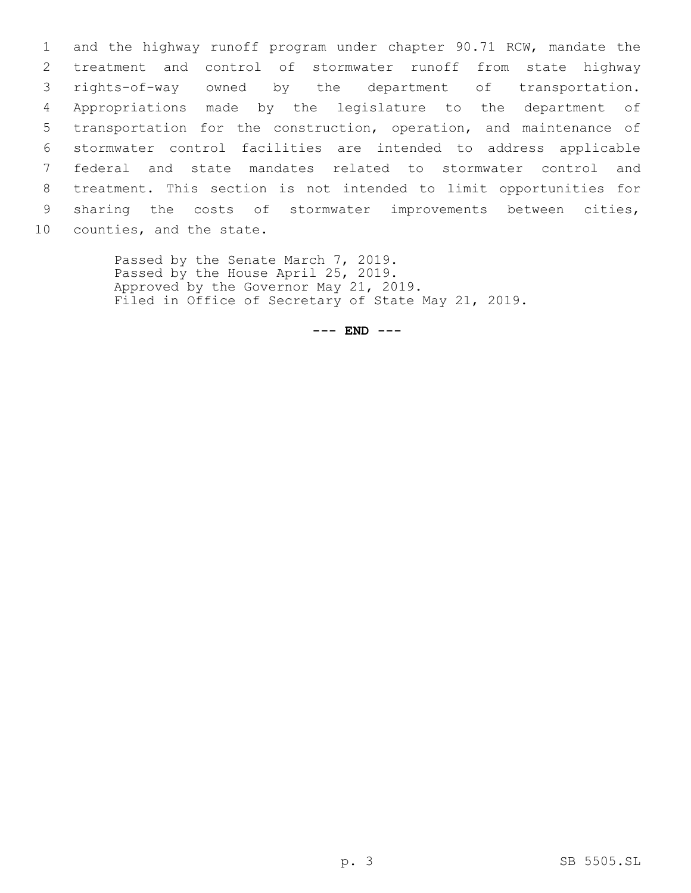and the highway runoff program under chapter 90.71 RCW, mandate the treatment and control of stormwater runoff from state highway rights-of-way owned by the department of transportation. Appropriations made by the legislature to the department of transportation for the construction, operation, and maintenance of stormwater control facilities are intended to address applicable federal and state mandates related to stormwater control and treatment. This section is not intended to limit opportunities for sharing the costs of stormwater improvements between cities, counties, and the state.

Passed by the Senate March 7, 2019.
Passed by the House April 25, 2019.
Approved by the Governor May 21, 2019.
Filed in Office of Secretary of State May 21, 2019.

**--- END ---**